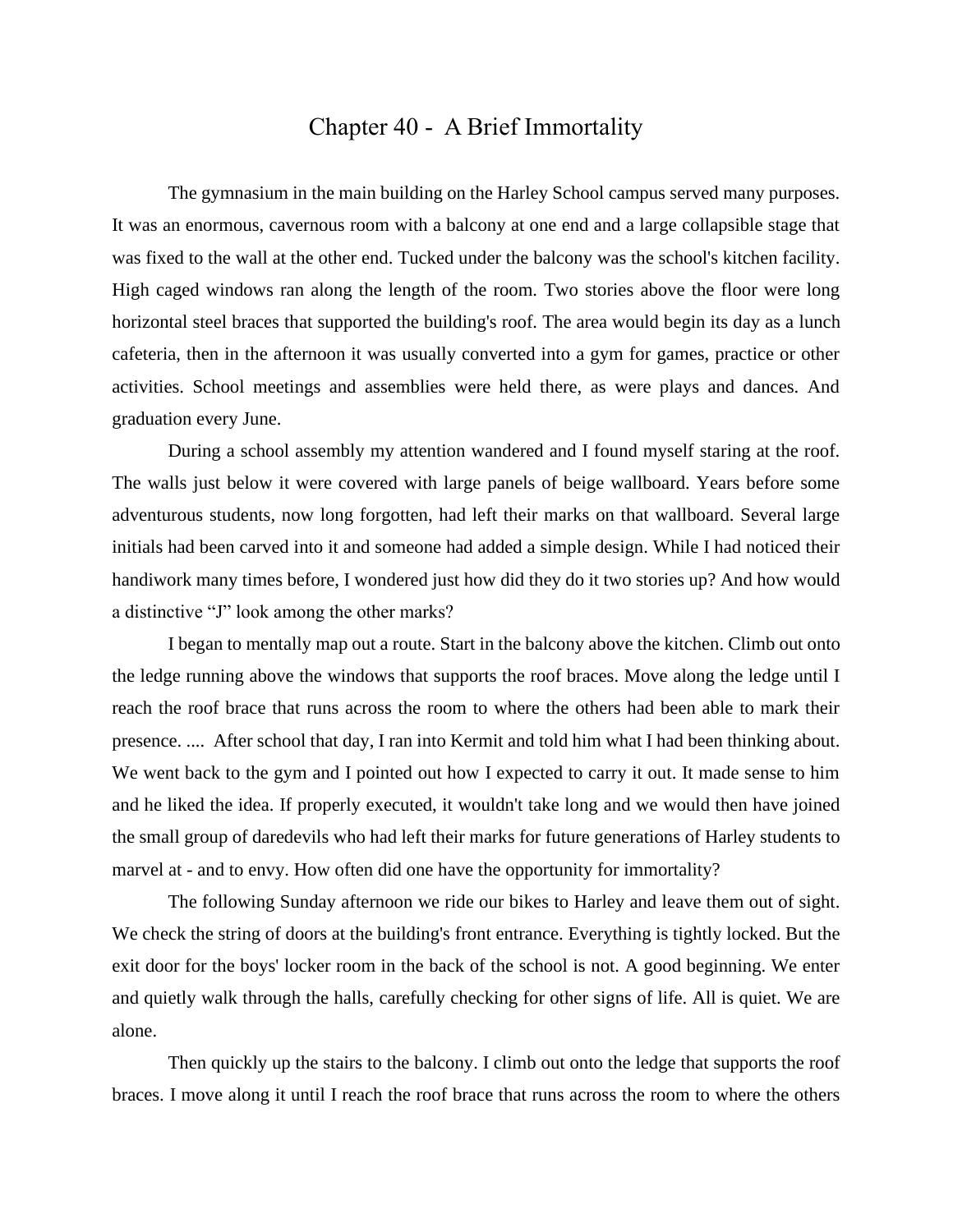# Chapter 40 - A Brief Immortality

The gymnasium in the main building on the Harley School campus served many purposes. It was an enormous, cavernous room with a balcony at one end and a large collapsible stage that was fixed to the wall at the other end. Tucked under the balcony was the school's kitchen facility. High caged windows ran along the length of the room. Two stories above the floor were long horizontal steel braces that supported the building's roof. The area would begin its day as a lunch cafeteria, then in the afternoon it was usually converted into a gym for games, practice or other activities. School meetings and assemblies were held there, as were plays and dances. And graduation every June.

During a school assembly my attention wandered and I found myself staring at the roof. The walls just below it were covered with large panels of beige wallboard. Years before some adventurous students, now long forgotten, had left their marks on that wallboard. Several large initials had been carved into it and someone had added a simple design. While I had noticed their handiwork many times before, I wondered just how did they do it two stories up? And how would a distinctive "J" look among the other marks?

I began to mentally map out a route. Start in the balcony above the kitchen. Climb out onto the ledge running above the windows that supports the roof braces. Move along the ledge until I reach the roof brace that runs across the room to where the others had been able to mark their presence. .... After school that day, I ran into Kermit and told him what I had been thinking about. We went back to the gym and I pointed out how I expected to carry it out. It made sense to him and he liked the idea. If properly executed, it wouldn't take long and we would then have joined the small group of daredevils who had left their marks for future generations of Harley students to marvel at - and to envy. How often did one have the opportunity for immortality?

The following Sunday afternoon we ride our bikes to Harley and leave them out of sight. We check the string of doors at the building's front entrance. Everything is tightly locked. But the exit door for the boys' locker room in the back of the school is not. A good beginning. We enter and quietly walk through the halls, carefully checking for other signs of life. All is quiet. We are alone.

Then quickly up the stairs to the balcony. I climb out onto the ledge that supports the roof braces. I move along it until I reach the roof brace that runs across the room to where the others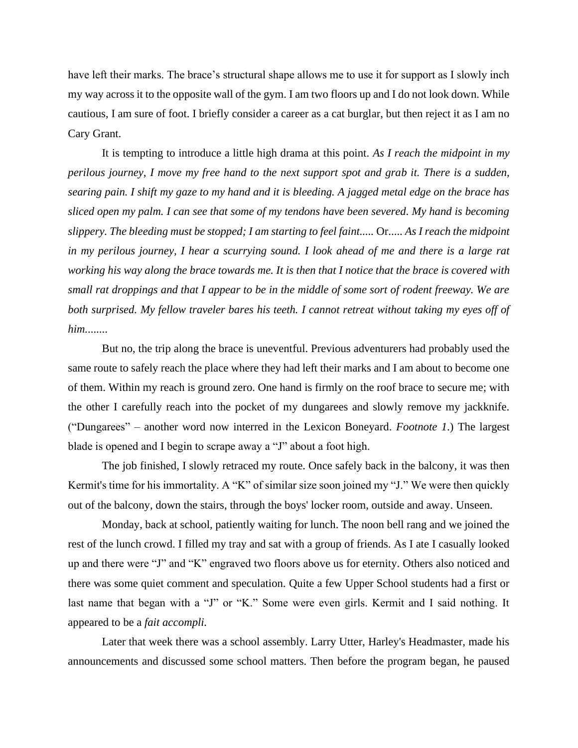have left their marks. The brace's structural shape allows me to use it for support as I slowly inch my way across it to the opposite wall of the gym. I am two floors up and I do not look down. While cautious, I am sure of foot. I briefly consider a career as a cat burglar, but then reject it as I am no Cary Grant.

It is tempting to introduce a little high drama at this point. *As I reach the midpoint in my perilous journey, I move my free hand to the next support spot and grab it. There is a sudden, searing pain. I shift my gaze to my hand and it is bleeding. A jagged metal edge on the brace has sliced open my palm. I can see that some of my tendons have been severed. My hand is becoming slippery. The bleeding must be stopped; I am starting to feel faint.....* Or..... *As I reach the midpoint in my perilous journey, I hear a scurrying sound. I look ahead of me and there is a large rat working his way along the brace towards me. It is then that I notice that the brace is covered with small rat droppings and that I appear to be in the middle of some sort of rodent freeway. We are both surprised. My fellow traveler bares his teeth. I cannot retreat without taking my eyes off of him........*

But no, the trip along the brace is uneventful. Previous adventurers had probably used the same route to safely reach the place where they had left their marks and I am about to become one of them. Within my reach is ground zero. One hand is firmly on the roof brace to secure me; with the other I carefully reach into the pocket of my dungarees and slowly remove my jackknife. ("Dungarees" – another word now interred in the Lexicon Boneyard. *Footnote 1*.) The largest blade is opened and I begin to scrape away a "J" about a foot high.

The job finished, I slowly retraced my route. Once safely back in the balcony, it was then Kermit's time for his immortality. A "K" of similar size soon joined my "J." We were then quickly out of the balcony, down the stairs, through the boys' locker room, outside and away. Unseen.

Monday, back at school, patiently waiting for lunch. The noon bell rang and we joined the rest of the lunch crowd. I filled my tray and sat with a group of friends. As I ate I casually looked up and there were "J" and "K" engraved two floors above us for eternity. Others also noticed and there was some quiet comment and speculation. Quite a few Upper School students had a first or last name that began with a "J" or "K." Some were even girls. Kermit and I said nothing. It appeared to be a *fait accompli.*

Later that week there was a school assembly. Larry Utter, Harley's Headmaster, made his announcements and discussed some school matters. Then before the program began, he paused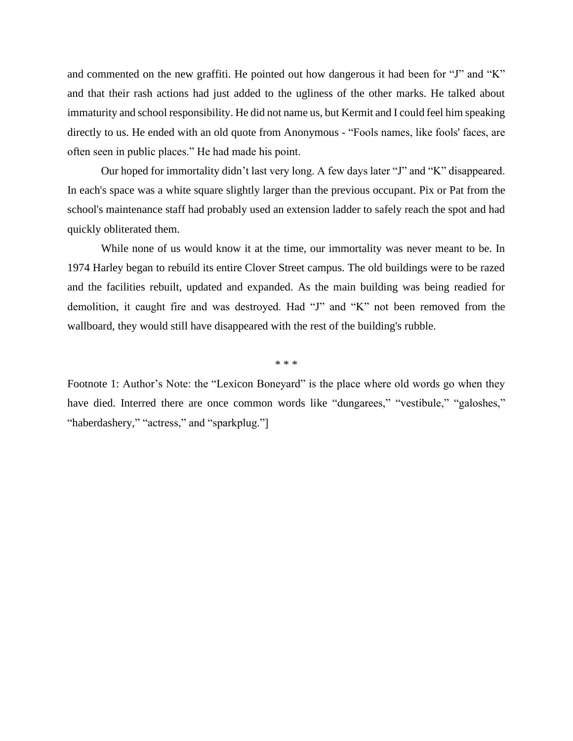and commented on the new graffiti. He pointed out how dangerous it had been for "J" and "K" and that their rash actions had just added to the ugliness of the other marks. He talked about immaturity and school responsibility. He did not name us, but Kermit and I could feel him speaking directly to us. He ended with an old quote from Anonymous - "Fools names, like fools' faces, are often seen in public places." He had made his point.

Our hoped for immortality didn't last very long. A few days later "J" and "K" disappeared. In each's space was a white square slightly larger than the previous occupant. Pix or Pat from the school's maintenance staff had probably used an extension ladder to safely reach the spot and had quickly obliterated them.

While none of us would know it at the time, our immortality was never meant to be. In 1974 Harley began to rebuild its entire Clover Street campus. The old buildings were to be razed and the facilities rebuilt, updated and expanded. As the main building was being readied for demolition, it caught fire and was destroyed. Had "J" and "K" not been removed from the wallboard, they would still have disappeared with the rest of the building's rubble.

* * *

Footnote 1: Author's Note: the "Lexicon Boneyard" is the place where old words go when they have died. Interred there are once common words like "dungarees," "vestibule," "galoshes," "haberdashery," "actress," and "sparkplug."]